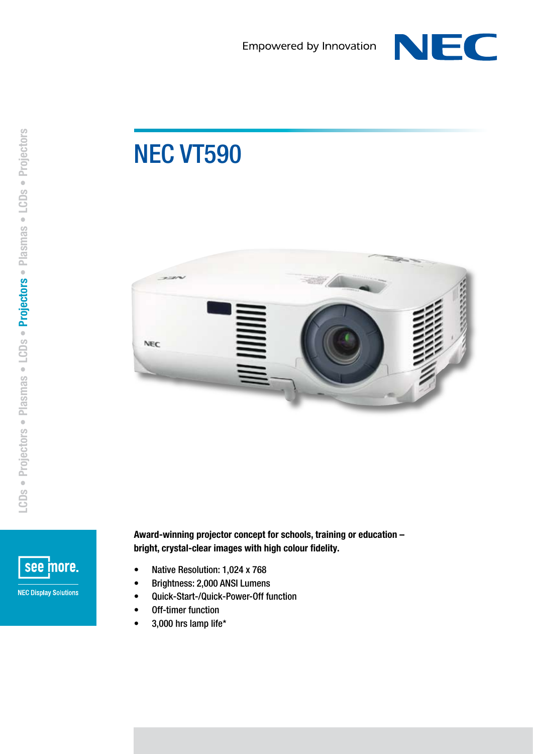Empowered by Innovation

# NEC VT590

**Award-winning projector concept for schools, training or education – bright, crystal-clear images with high colour fidelity.**

- Native Resolution: 1,024 x 768
- Brightness: 2,000 ANSI Lumens
- Quick-Start-/Quick-Power-Off function
- Off-timer function
- 3,000 hrs lamp life*

see more.

NEC Display Solutions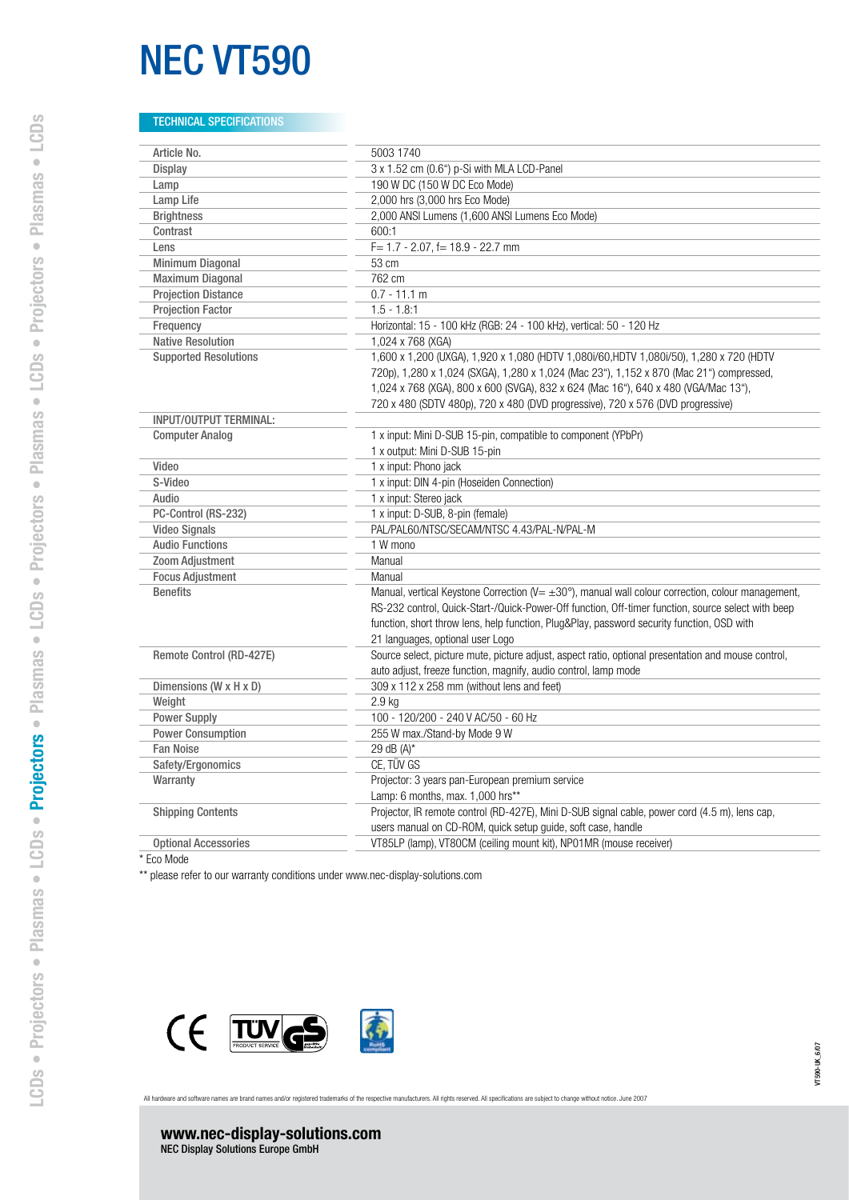# NEC VT590

## TECHNICAL SPECIFICATIONS

| | |
|---|---|
| Article No. | 5003 1740 |
| Display | 3 x 1.52 cm (0.6") p-Si with MLA LCD-Panel |
| Lamp | 190 W DC (150 W DC Eco Mode) |
| Lamp Life | 2,000 hrs (3,000 hrs Eco Mode) |
| Brightness | 2,000 ANSI Lumens (1,600 ANSI Lumens Eco Mode) |
| Contrast | 600:1 |
| Lens | F= 1.7 - 2.07, f= 18.9 - 22.7 mm |
| Minimum Diagonal | 53 cm |
| Maximum Diagonal | 762 cm |
| Projection Distance | 0.7 - 11.1 m |
| Projection Factor | 1.5 - 1.8:1 |
| Frequency | Horizontal: 15 - 100 kHz (RGB: 24 - 100 kHz), vertical: 50 - 120 Hz |
| Native Resolution | 1,024 x 768 (XGA) |
| Supported Resolutions | 1,600 x 1,200 (UXGA), 1,920 x 1,080 (HDTV 1,080i/60,HDTV 1,080i/50), 1,280 x 720 (HDTV 720p), 1,280 x 1,024 (SXGA), 1,280 x 1,024 (Mac 23"), 1,152 x 870 (Mac 21") compressed, 1,024 x 768 (XGA), 800 x 600 (SVGA), 832 x 624 (Mac 16"), 640 x 480 (VGA/Mac 13"), 720 x 480 (SDTV 480p), 720 x 480 (DVD progressive), 720 x 576 (DVD progressive) |
| INPUT/OUTPUT TERMINAL: | |
| Computer Analog | 1 x input: Mini D-SUB 15-pin, compatible to component (YPbPr)<br>1 x output: Mini D-SUB 15-pin |
| Video | 1 x input: Phono jack |
| S-Video | 1 x input: DIN 4-pin (Hoseiden Connection) |
| Audio | 1 x input: Stereo jack |
| PC-Control (RS-232) | 1 x input: D-SUB, 8-pin (female) |
| Video Signals | PAL/PAL60/NTSC/SECAM/NTSC 4.43/PAL-N/PAL-M |
| Audio Functions | 1 W mono |
| Zoom Adjustment | Manual |
| Focus Adjustment | Manual |
| Benefits | Manual, vertical Keystone Correction (V= ±30°), manual wall colour correction, colour management, RS-232 control, Quick-Start-/Quick-Power-Off function, Off-timer function, source select with beep function, short throw lens, help function, Plug&Play, password security function, OSD with 21 languages, optional user Logo |
| Remote Control (RD-427E) | Source select, picture mute, picture adjust, aspect ratio, optional presentation and mouse control, auto adjust, freeze function, magnify, audio control, lamp mode |
| Dimensions (W x H x D) | 309 x 112 x 258 mm (without lens and feet) |
| Weight | 2.9 kg |
| Power Supply | 100 - 120/200 - 240 V AC/50 - 60 Hz |
| Power Consumption | 255 W max./Stand-by Mode 9 W |
| Fan Noise | 29 dB (A)* |
| Safety/Ergonomics | CE, TÜV GS |
| Warranty | Projector: 3 years pan-European premium service<br>Lamp: 6 months, max. 1,000 hrs** |
| Shipping Contents | Projector, IR remote control (RD-427E), Mini D-SUB signal cable, power cord (4.5 m), lens cap, users manual on CD-ROM, quick setup guide, soft case, handle |
| Optional Accessories | VT85LP (lamp), VT80CM (ceiling mount kit), NP01MR (mouse receiver) |

* Eco Mode

** please refer to our warranty conditions under www.nec-display-solutions.com

All hardware and software names are brand names and/or registered trademarks of the respective manufacturers. All rights reserved. All specifications are subject to change without notice. June 2007

VT590-UK_6/07

**www.nec-display-solutions.com**
NEC Display Solutions Europe GmbH